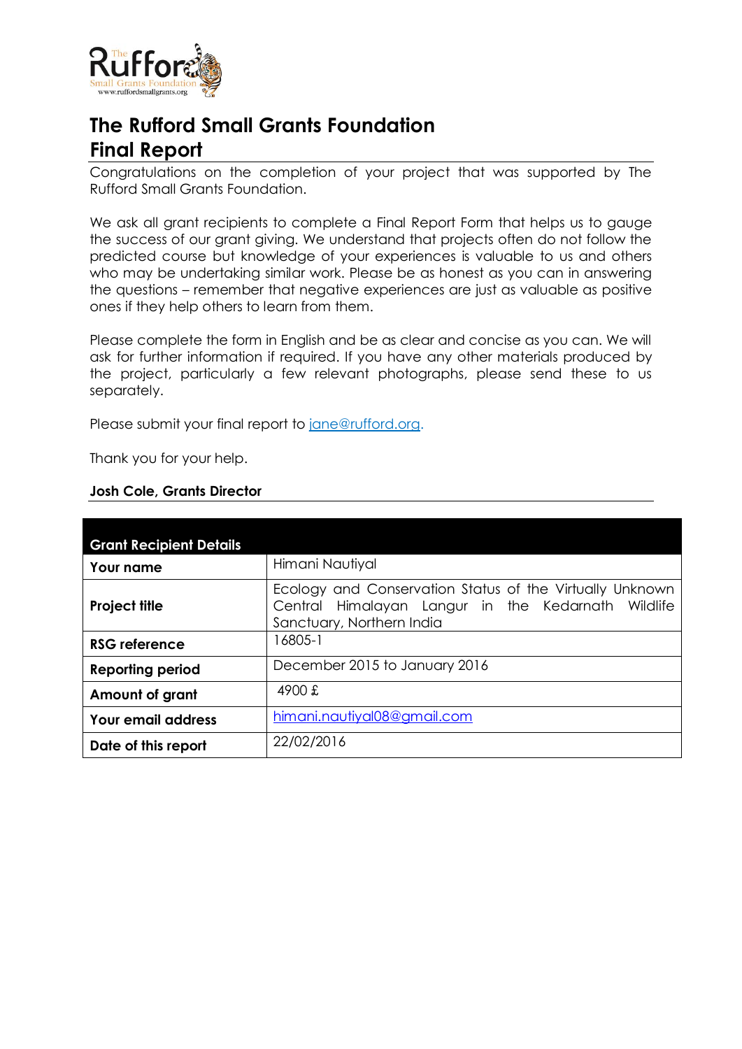# The Rufford Small Grants Foundation

# Final Report

Congratulations on the completion of your project that was supported by The Rufford Small Grants Foundation.

We ask all grant recipients to complete a Final Report Form that helps us to gauge the success of our grant giving. We understand that projects often do not follow the predicted course but knowledge of your experiences is valuable to us and others who may be undertaking similar work. Please be as honest as you can in answering the questions – remember that negative experiences are just as valuable as positive ones if they help others to learn from them.

Please complete the form in English and be as clear and concise as you can. We will ask for further information if required. If you have any other materials produced by the project, particularly a few relevant photographs, please send these to us separately.

Please submit your final report to jane@rufford.org.

Thank you for your help.

**Josh Cole, Grants Director**

| **Grant Recipient Details** | |
|---|---|
| **Your name** | Himani Nautiyal |
| **Project title** | Ecology and Conservation Status of the Virtually Unknown Central Himalayan Langur in the Kedarnath Wildlife Sanctuary, Northern India |
| **RSG reference** | 16805-1 |
| **Reporting period** | December 2015 to January 2016 |
| **Amount of grant** | 4900 £ |
| **Your email address** | himani.nautiyal08@gmail.com |
| **Date of this report** | 22/02/2016 |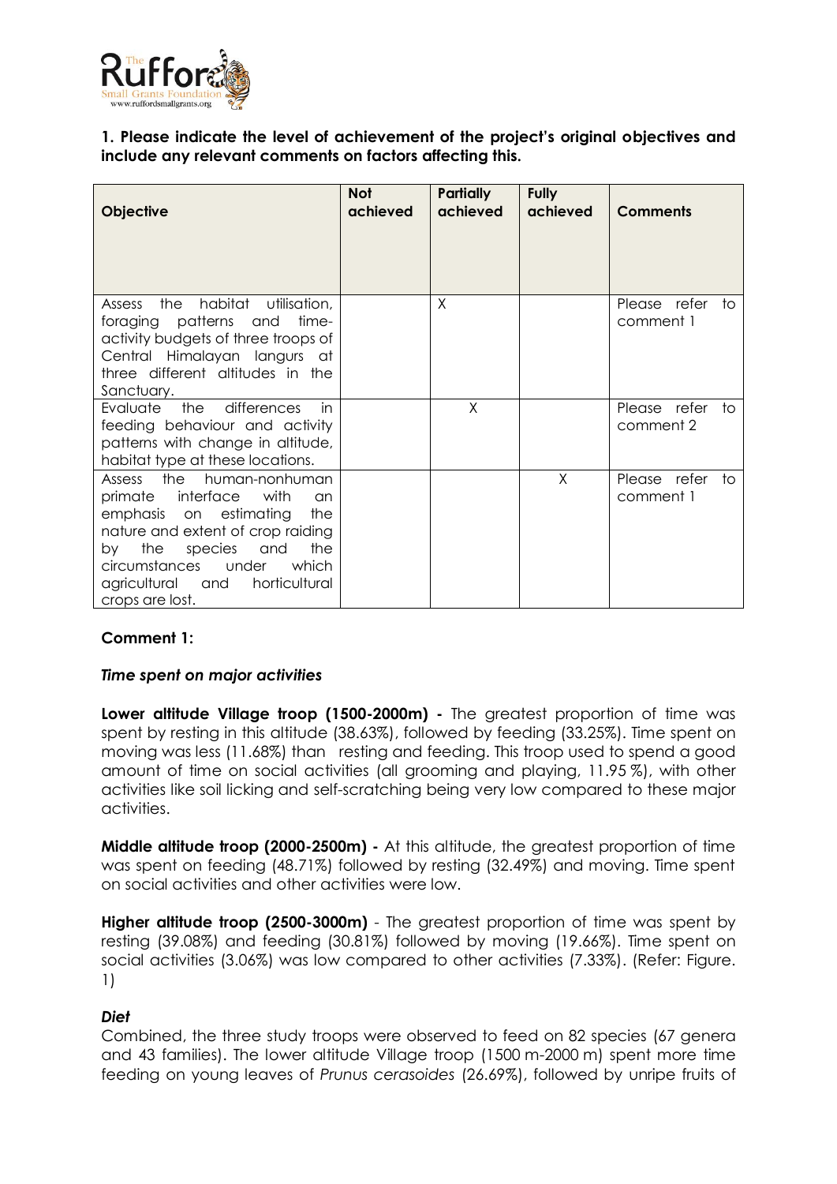**1. Please indicate the level of achievement of the project's original objectives and include any relevant comments on factors affecting this.**

| Objective | Not achieved | Partially achieved | Fully achieved | Comments |
|---|---|---|---|---|
| Assess the habitat utilisation, foraging patterns and time-activity budgets of three troops of Central Himalayan langurs at three different altitudes in the Sanctuary. | | X | | Please refer to comment 1 |
| Evaluate the differences in feeding behaviour and activity patterns with change in altitude, habitat type at these locations. | | X | | Please refer to comment 2 |
| Assess the human-nonhuman primate interface with an emphasis on estimating the nature and extent of crop raiding by the species and the circumstances under which agricultural and horticultural crops are lost. | | | X | Please refer to comment 1 |

**Comment 1:**

***Time spent on major activities***

**Lower altitude Village troop (1500-2000m) -** The greatest proportion of time was spent by resting in this altitude (38.63%), followed by feeding (33.25%). Time spent on moving was less (11.68%) than resting and feeding. This troop used to spend a good amount of time on social activities (all grooming and playing, 11.95 %), with other activities like soil licking and self-scratching being very low compared to these major activities.

**Middle altitude troop (2000-2500m) -** At this altitude, the greatest proportion of time was spent on feeding (48.71%) followed by resting (32.49%) and moving. Time spent on social activities and other activities were low.

**Higher altitude troop (2500-3000m)** - The greatest proportion of time was spent by resting (39.08%) and feeding (30.81%) followed by moving (19.66%). Time spent on social activities (3.06%) was low compared to other activities (7.33%). (Refer: Figure. 1)

***Diet***

Combined, the three study troops were observed to feed on 82 species (67 genera and 43 families). The lower altitude Village troop (1500 m-2000 m) spent more time feeding on young leaves of *Prunus cerasoides* (26.69%), followed by unripe fruits of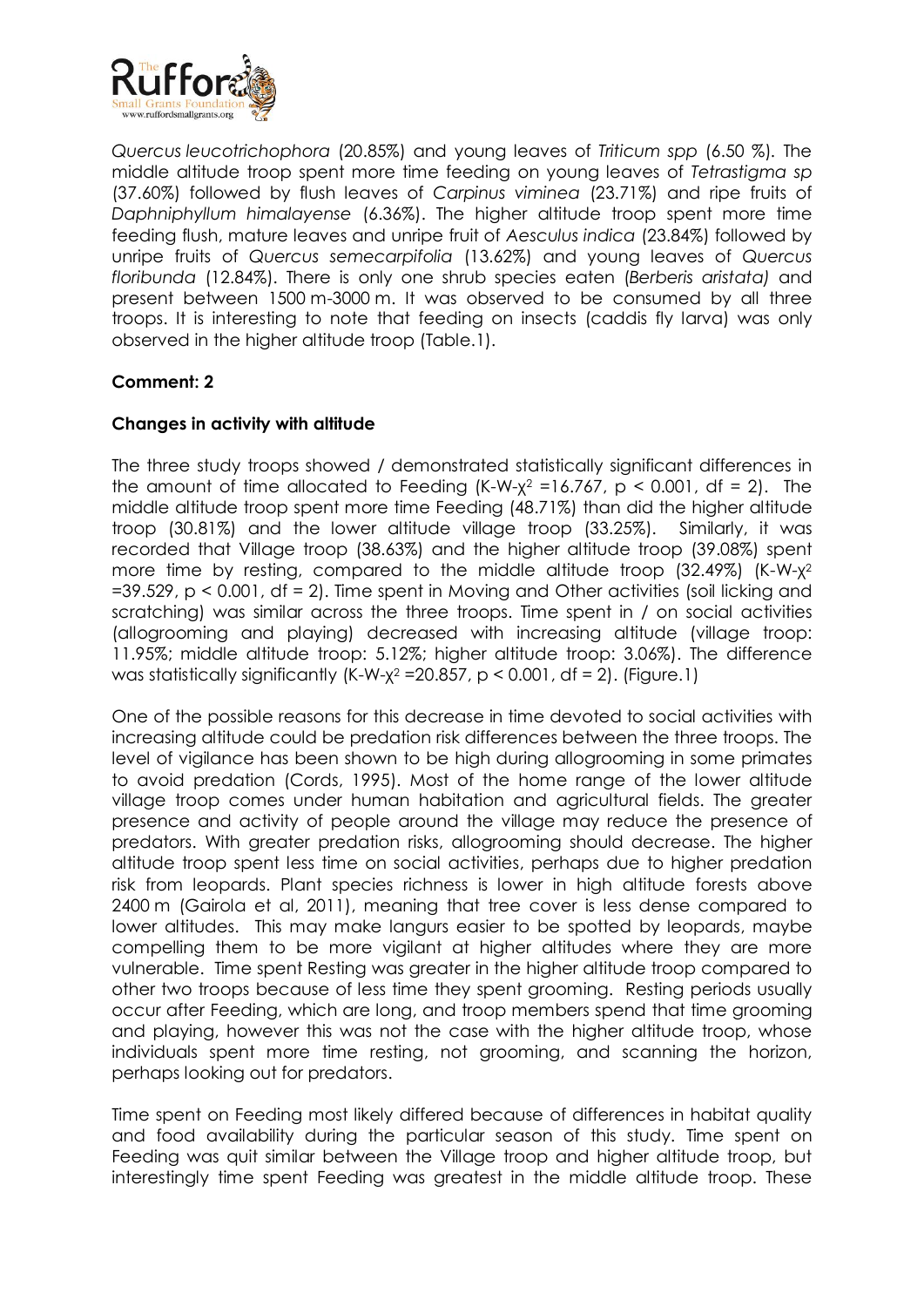*Quercus leucotrichophora* (20.85%) and young leaves of *Triticum spp* (6.50 %). The middle altitude troop spent more time feeding on young leaves of *Tetrastigma sp* (37.60%) followed by flush leaves of *Carpinus viminea* (23.71%) and ripe fruits of *Daphniphyllum himalayense* (6.36%). The higher altitude troop spent more time feeding flush, mature leaves and unripe fruit of *Aesculus indica* (23.84%) followed by unripe fruits of *Quercus semecarpifolia* (13.62%) and young leaves of *Quercus floribunda* (12.84%). There is only one shrub species eaten (*Berberis aristata)* and present between 1500 m-3000 m. It was observed to be consumed by all three troops. It is interesting to note that feeding on insects (caddis fly larva) was only observed in the higher altitude troop (Table.1).

**Comment: 2**

**Changes in activity with altitude**

The three study troops showed / demonstrated statistically significant differences in the amount of time allocated to Feeding (K-W-$\chi^2$ =16.767, $p < 0.001$, df = 2). The middle altitude troop spent more time Feeding (48.71%) than did the higher altitude troop (30.81%) and the lower altitude village troop (33.25%). Similarly, it was recorded that Village troop (38.63%) and the higher altitude troop (39.08%) spent more time by resting, compared to the middle altitude troop (32.49%) (K-W-$\chi^2$ =39.529, $p < 0.001$, df = 2). Time spent in Moving and Other activities (soil licking and scratching) was similar across the three troops. Time spent in / on social activities (allogrooming and playing) decreased with increasing altitude (village troop: 11.95%; middle altitude troop: 5.12%; higher altitude troop: 3.06%). The difference was statistically significantly (K-W-$\chi^2$ =20.857, $p < 0.001$, df = 2). (Figure.1)

One of the possible reasons for this decrease in time devoted to social activities with increasing altitude could be predation risk differences between the three troops. The level of vigilance has been shown to be high during allogrooming in some primates to avoid predation (Cords, 1995). Most of the home range of the lower altitude village troop comes under human habitation and agricultural fields. The greater presence and activity of people around the village may reduce the presence of predators. With greater predation risks, allogrooming should decrease. The higher altitude troop spent less time on social activities, perhaps due to higher predation risk from leopards. Plant species richness is lower in high altitude forests above 2400 m (Gairola et al, 2011), meaning that tree cover is less dense compared to lower altitudes. This may make langurs easier to be spotted by leopards, maybe compelling them to be more vigilant at higher altitudes where they are more vulnerable. Time spent Resting was greater in the higher altitude troop compared to other two troops because of less time they spent grooming. Resting periods usually occur after Feeding, which are long, and troop members spend that time grooming and playing, however this was not the case with the higher altitude troop, whose individuals spent more time resting, not grooming, and scanning the horizon, perhaps looking out for predators.

Time spent on Feeding most likely differed because of differences in habitat quality and food availability during the particular season of this study. Time spent on Feeding was quit similar between the Village troop and higher altitude troop, but interestingly time spent Feeding was greatest in the middle altitude troop. These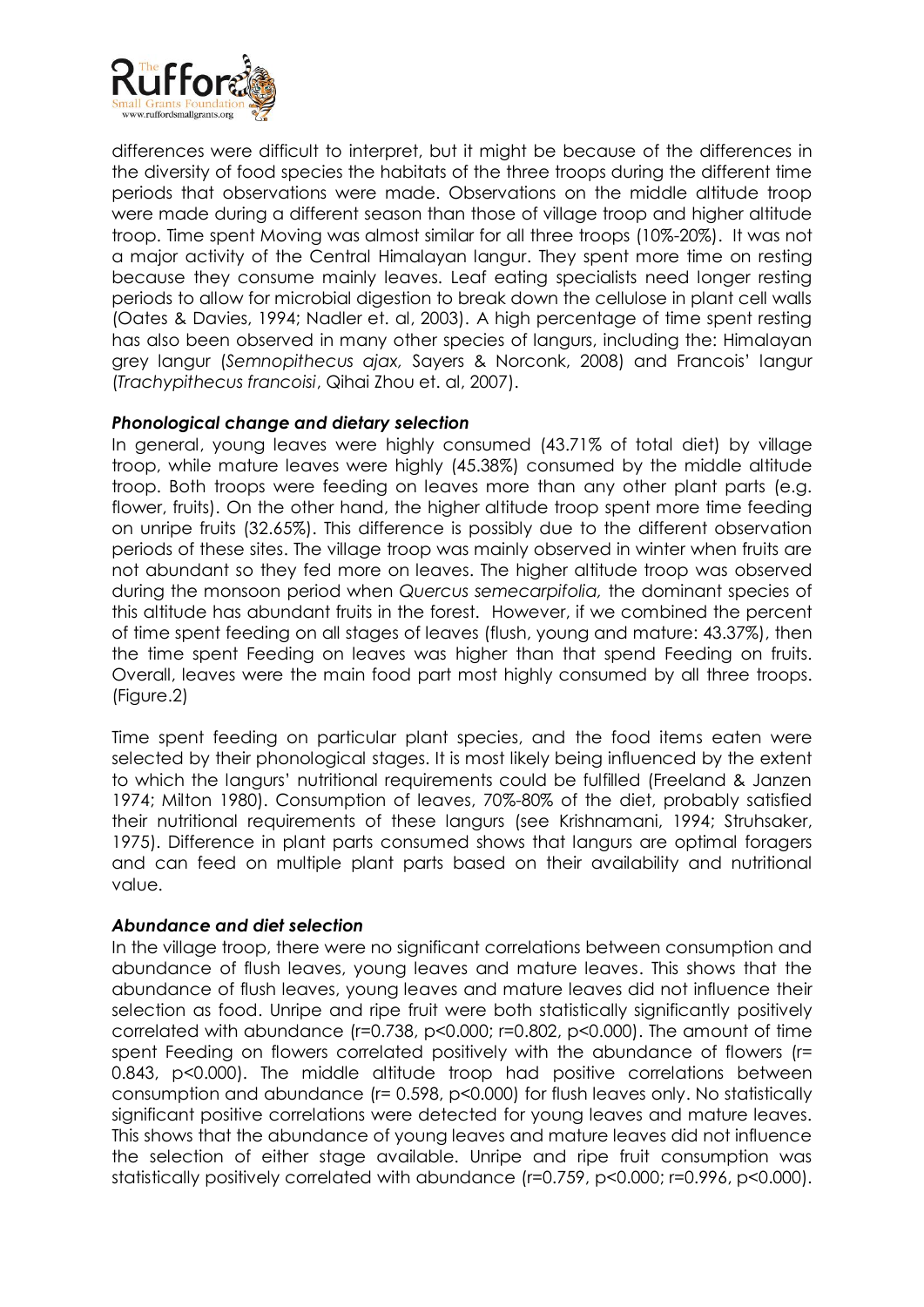differences were difficult to interpret, but it might be because of the differences in the diversity of food species the habitats of the three troops during the different time periods that observations were made. Observations on the middle altitude troop were made during a different season than those of village troop and higher altitude troop. Time spent Moving was almost similar for all three troops (10%-20%). It was not a major activity of the Central Himalayan langur. They spent more time on resting because they consume mainly leaves. Leaf eating specialists need longer resting periods to allow for microbial digestion to break down the cellulose in plant cell walls (Oates & Davies, 1994; Nadler et. al, 2003). A high percentage of time spent resting has also been observed in many other species of langurs, including the: Himalayan grey langur (*Semnopithecus ajax,* Sayers & Norconk, 2008) and Francois' langur (*Trachypithecus francoisi*, Qihai Zhou et. al, 2007).

### *Phonological change and dietary selection*

In general, young leaves were highly consumed (43.71% of total diet) by village troop, while mature leaves were highly (45.38%) consumed by the middle altitude troop. Both troops were feeding on leaves more than any other plant parts (e.g. flower, fruits). On the other hand, the higher altitude troop spent more time feeding on unripe fruits (32.65%). This difference is possibly due to the different observation periods of these sites. The village troop was mainly observed in winter when fruits are not abundant so they fed more on leaves. The higher altitude troop was observed during the monsoon period when *Quercus semecarpifolia,* the dominant species of this altitude has abundant fruits in the forest. However, if we combined the percent of time spent feeding on all stages of leaves (flush, young and mature: 43.37%), then the time spent Feeding on leaves was higher than that spend Feeding on fruits. Overall, leaves were the main food part most highly consumed by all three troops. (Figure.2)

Time spent feeding on particular plant species, and the food items eaten were selected by their phonological stages. It is most likely being influenced by the extent to which the langurs' nutritional requirements could be fulfilled (Freeland & Janzen 1974; Milton 1980). Consumption of leaves, 70%-80% of the diet, probably satisfied their nutritional requirements of these langurs (see Krishnamani, 1994; Struhsaker, 1975). Difference in plant parts consumed shows that langurs are optimal foragers and can feed on multiple plant parts based on their availability and nutritional value.

### *Abundance and diet selection*

In the village troop, there were no significant correlations between consumption and abundance of flush leaves, young leaves and mature leaves. This shows that the abundance of flush leaves, young leaves and mature leaves did not influence their selection as food. Unripe and ripe fruit were both statistically significantly positively correlated with abundance ($r=0.738$, $p<0.000$; $r=0.802$, $p<0.000$). The amount of time spent Feeding on flowers correlated positively with the abundance of flowers ($r= 0.843$, $p<0.000$). The middle altitude troop had positive correlations between consumption and abundance ($r= 0.598$, $p<0.000$) for flush leaves only. No statistically significant positive correlations were detected for young leaves and mature leaves. This shows that the abundance of young leaves and mature leaves did not influence the selection of either stage available. Unripe and ripe fruit consumption was statistically positively correlated with abundance ($r=0.759$, $p<0.000$; $r=0.996$, $p<0.000$).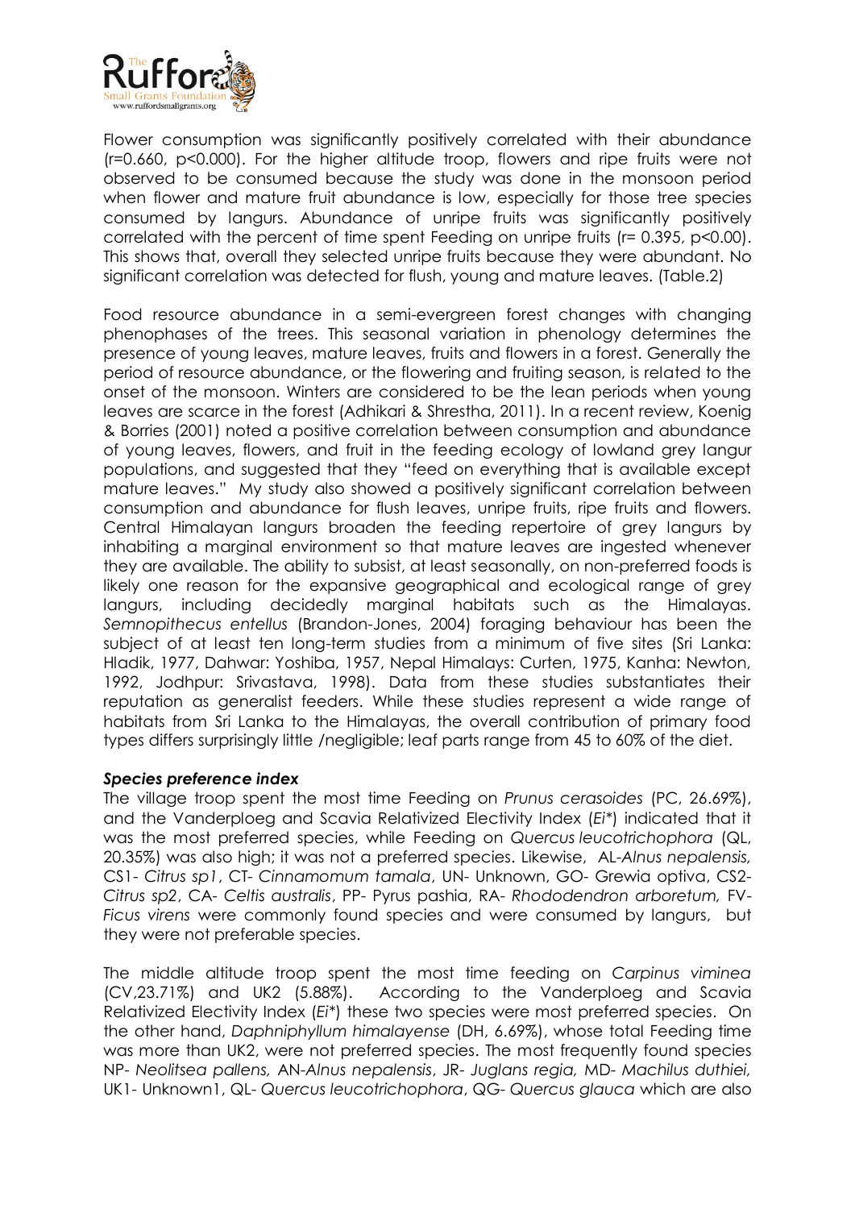Flower consumption was significantly positively correlated with their abundance ($r=0.660$, $p<0.000$). For the higher altitude troop, flowers and ripe fruits were not observed to be consumed because the study was done in the monsoon period when flower and mature fruit abundance is low, especially for those tree species consumed by langurs. Abundance of unripe fruits was significantly positively correlated with the percent of time spent Feeding on unripe fruits ($r= 0.395$, $p<0.00$). This shows that, overall they selected unripe fruits because they were abundant. No significant correlation was detected for flush, young and mature leaves. (Table.2)

Food resource abundance in a semi-evergreen forest changes with changing phenophases of the trees. This seasonal variation in phenology determines the presence of young leaves, mature leaves, fruits and flowers in a forest. Generally the period of resource abundance, or the flowering and fruiting season, is related to the onset of the monsoon. Winters are considered to be the lean periods when young leaves are scarce in the forest (Adhikari & Shrestha, 2011). In a recent review, Koenig & Borries (2001) noted a positive correlation between consumption and abundance of young leaves, flowers, and fruit in the feeding ecology of lowland grey langur populations, and suggested that they "feed on everything that is available except mature leaves." My study also showed a positively significant correlation between consumption and abundance for flush leaves, unripe fruits, ripe fruits and flowers. Central Himalayan langurs broaden the feeding repertoire of grey langurs by inhabiting a marginal environment so that mature leaves are ingested whenever they are available. The ability to subsist, at least seasonally, on non-preferred foods is likely one reason for the expansive geographical and ecological range of grey langurs, including decidedly marginal habitats such as the Himalayas. *Semnopithecus entellus* (Brandon-Jones, 2004) foraging behaviour has been the subject of at least ten long-term studies from a minimum of five sites (Sri Lanka: Hladik, 1977, Dahwar: Yoshiba, 1957, Nepal Himalays: Curten, 1975, Kanha: Newton, 1992, Jodhpur: Srivastava, 1998). Data from these studies substantiates their reputation as generalist feeders. While these studies represent a wide range of habitats from Sri Lanka to the Himalayas, the overall contribution of primary food types differs surprisingly little /negligible; leaf parts range from 45 to 60% of the diet.

### *Species preference index*

The village troop spent the most time Feeding on *Prunus cerasoides* (PC, 26.69%), and the Vanderploeg and Scavia Relativized Electivity Index (*Ei*\*) indicated that it was the most preferred species, while Feeding on *Quercus leucotrichophora* (QL, 20.35%) was also high; it was not a preferred species. Likewise, AL-*Alnus nepalensis,* CS1- *Citrus sp1*, CT- *Cinnamomum tamala*, UN- Unknown, GO- Grewia optiva, CS2- *Citrus sp2*, CA- *Celtis australis*, PP- Pyrus pashia, RA- *Rhododendron arboretum,* FV- *Ficus virens* were commonly found species and were consumed by langurs, but they were not preferable species.

The middle altitude troop spent the most time feeding on *Carpinus viminea* (CV,23.71%) and UK2 (5.88%). According to the Vanderploeg and Scavia Relativized Electivity Index (*Ei*\*) these two species were most preferred species. On the other hand, *Daphniphyllum himalayense* (DH, 6.69%), whose total Feeding time was more than UK2, were not preferred species. The most frequently found species NP- *Neolitsea pallens,* AN-*Alnus nepalensis*, JR- *Juglans regia,* MD- *Machilus duthiei,* UK1- Unknown1, QL- *Quercus leucotrichophora*, QG- *Quercus glauca* which are also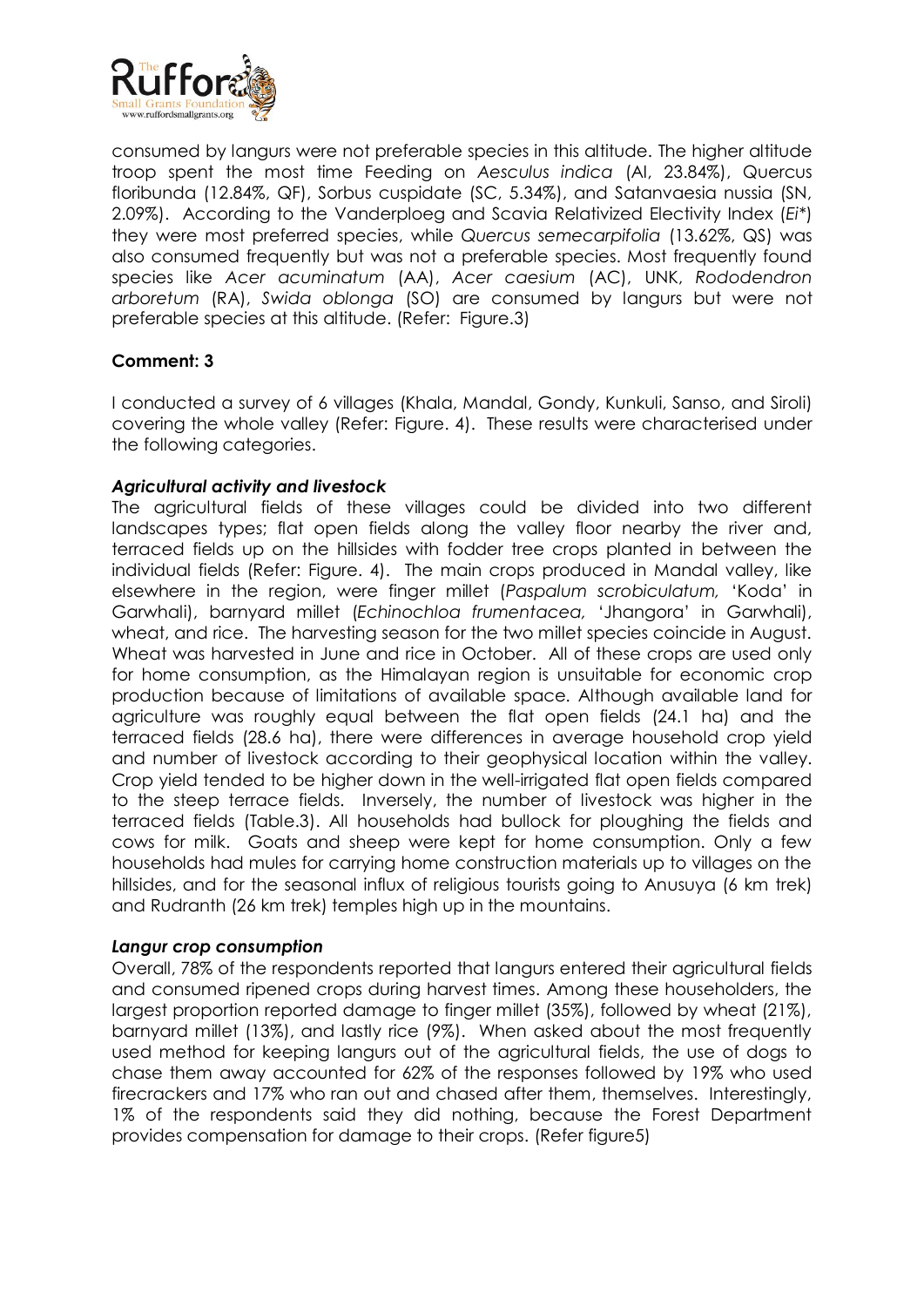consumed by langurs were not preferable species in this altitude. The higher altitude troop spent the most time Feeding on *Aesculus indica* (AI, 23.84%), Quercus floribunda (12.84%, QF), Sorbus cuspidate (SC, 5.34%), and Satanvaesia nussia (SN, 2.09%). According to the Vanderploeg and Scavia Relativized Electivity Index (*Ei\**) they were most preferred species, while *Quercus semecarpifolia* (13.62%, QS) was also consumed frequently but was not a preferable species. Most frequently found species like *Acer acuminatum* (AA), *Acer caesium* (AC), UNK, *Rododendron arboretum* (RA), *Swida oblonga* (SO) are consumed by langurs but were not preferable species at this altitude. (Refer: Figure.3)

**Comment: 3**

I conducted a survey of 6 villages (Khala, Mandal, Gondy, Kunkuli, Sanso, and Siroli) covering the whole valley (Refer: Figure. 4). These results were characterised under the following categories.

***Agricultural activity and livestock***

The agricultural fields of these villages could be divided into two different landscapes types; flat open fields along the valley floor nearby the river and, terraced fields up on the hillsides with fodder tree crops planted in between the individual fields (Refer: Figure. 4). The main crops produced in Mandal valley, like elsewhere in the region, were finger millet (*Paspalum scrobiculatum,* 'Koda' in Garwhali), barnyard millet (*Echinochloa frumentacea,* 'Jhangora' in Garwhali), wheat, and rice. The harvesting season for the two millet species coincide in August. Wheat was harvested in June and rice in October. All of these crops are used only for home consumption, as the Himalayan region is unsuitable for economic crop production because of limitations of available space. Although available land for agriculture was roughly equal between the flat open fields (24.1 ha) and the terraced fields (28.6 ha), there were differences in average household crop yield and number of livestock according to their geophysical location within the valley. Crop yield tended to be higher down in the well-irrigated flat open fields compared to the steep terrace fields. Inversely, the number of livestock was higher in the terraced fields (Table.3). All households had bullock for ploughing the fields and cows for milk. Goats and sheep were kept for home consumption. Only a few households had mules for carrying home construction materials up to villages on the hillsides, and for the seasonal influx of religious tourists going to Anusuya (6 km trek) and Rudranth (26 km trek) temples high up in the mountains.

***Langur crop consumption***

Overall, 78% of the respondents reported that langurs entered their agricultural fields and consumed ripened crops during harvest times. Among these householders, the largest proportion reported damage to finger millet (35%), followed by wheat (21%), barnyard millet (13%), and lastly rice (9%). When asked about the most frequently used method for keeping langurs out of the agricultural fields, the use of dogs to chase them away accounted for 62% of the responses followed by 19% who used firecrackers and 17% who ran out and chased after them, themselves. Interestingly, 1% of the respondents said they did nothing, because the Forest Department provides compensation for damage to their crops. (Refer figure5)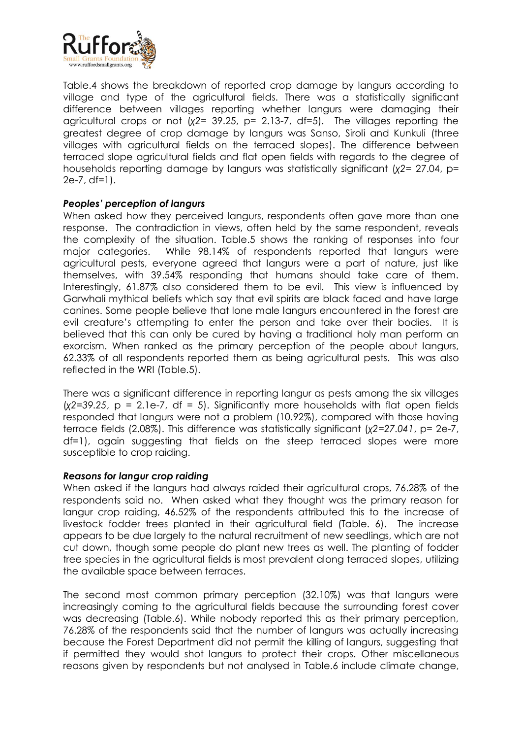Table.4 shows the breakdown of reported crop damage by langurs according to village and type of the agricultural fields. There was a statistically significant difference between villages reporting whether langurs were damaging their agricultural crops or not ($\chi2= 39.25$, $p= 2.13\text{-}7$, $df=5$). The villages reporting the greatest degree of crop damage by langurs was Sanso, Siroli and Kunkuli (three villages with agricultural fields on the terraced slopes). The difference between terraced slope agricultural fields and flat open fields with regards to the degree of households reporting damage by langurs was statistically significant ($\chi2= 27.04$, $p= 2e\text{-}7$, $df=1$).

### *Peoples' perception of langurs*

When asked how they perceived langurs, respondents often gave more than one response. The contradiction in views, often held by the same respondent, reveals the complexity of the situation. Table.5 shows the ranking of responses into four major categories. While 98.14% of respondents reported that langurs were agricultural pests, everyone agreed that langurs were a part of nature, just like themselves, with 39.54% responding that humans should take care of them. Interestingly, 61.87% also considered them to be evil. This view is influenced by Garwhali mythical beliefs which say that evil spirits are black faced and have large canines. Some people believe that lone male langurs encountered in the forest are evil creature's attempting to enter the person and take over their bodies. It is believed that this can only be cured by having a traditional holy man perform an exorcism. When ranked as the primary perception of the people about langurs, 62.33% of all respondents reported them as being agricultural pests. This was also reflected in the WRI (Table.5).

There was a significant difference in reporting langur as pests among the six villages ($\chi2=39.25$, $p = 2.1e\text{-}7$, $df = 5$). Significantly more households with flat open fields responded that langurs were not a problem (10.92%), compared with those having terrace fields (2.08%). This difference was statistically significant ($\chi2=27.041$, $p= 2e\text{-}7$, $df=1$), again suggesting that fields on the steep terraced slopes were more susceptible to crop raiding.

### *Reasons for langur crop raiding*

When asked if the langurs had always raided their agricultural crops, 76.28% of the respondents said no. When asked what they thought was the primary reason for langur crop raiding, 46.52% of the respondents attributed this to the increase of livestock fodder trees planted in their agricultural field (Table. 6). The increase appears to be due largely to the natural recruitment of new seedlings, which are not cut down, though some people do plant new trees as well. The planting of fodder tree species in the agricultural fields is most prevalent along terraced slopes, utilizing the available space between terraces.

The second most common primary perception (32.10%) was that langurs were increasingly coming to the agricultural fields because the surrounding forest cover was decreasing (Table.6). While nobody reported this as their primary perception, 76.28% of the respondents said that the number of langurs was actually increasing because the Forest Department did not permit the killing of langurs, suggesting that if permitted they would shot langurs to protect their crops. Other miscellaneous reasons given by respondents but not analysed in Table.6 include climate change,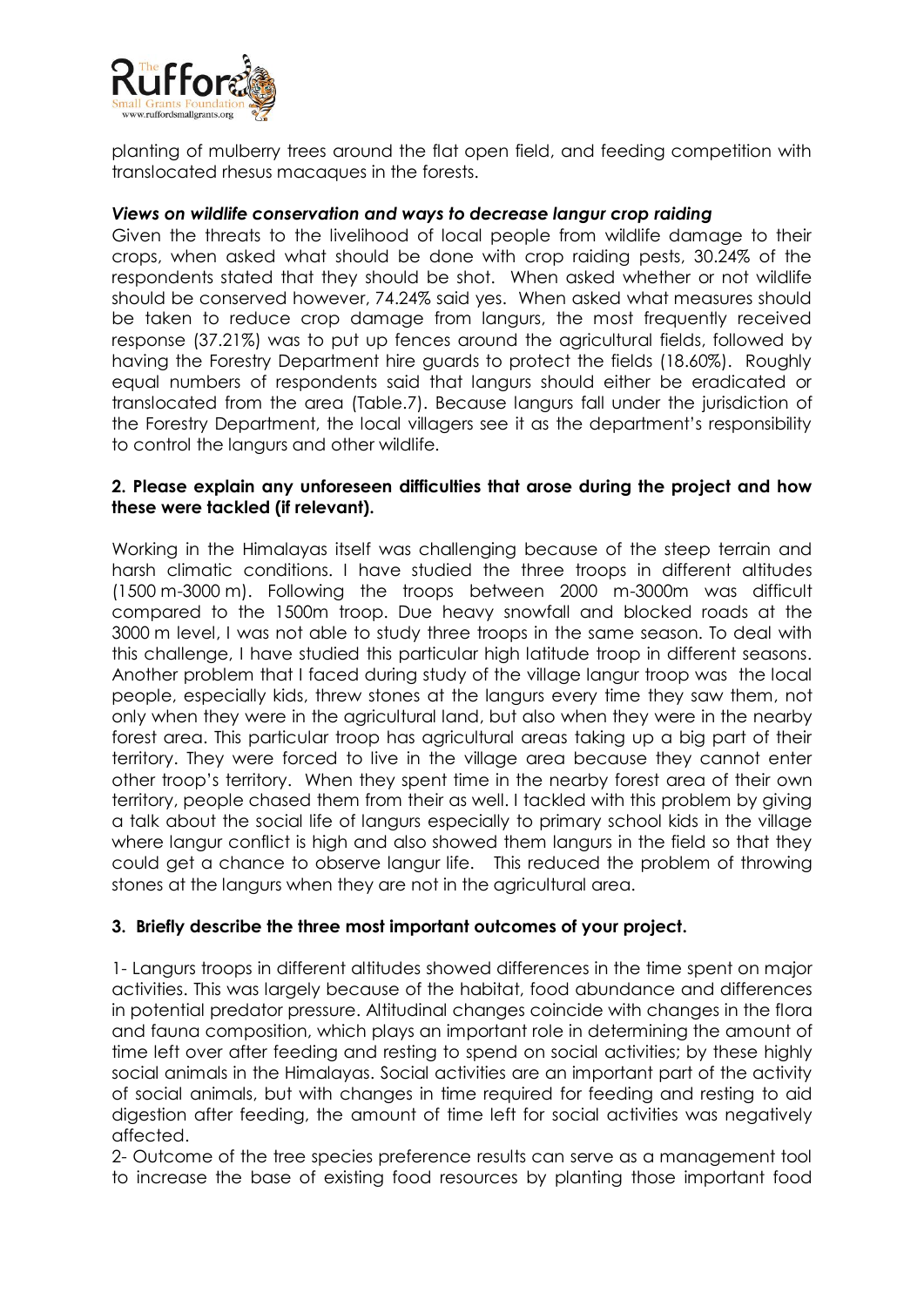planting of mulberry trees around the flat open field, and feeding competition with translocated rhesus macaques in the forests.

***Views on wildlife conservation and ways to decrease langur crop raiding***

Given the threats to the livelihood of local people from wildlife damage to their crops, when asked what should be done with crop raiding pests, 30.24% of the respondents stated that they should be shot. When asked whether or not wildlife should be conserved however, 74.24% said yes. When asked what measures should be taken to reduce crop damage from langurs, the most frequently received response (37.21%) was to put up fences around the agricultural fields, followed by having the Forestry Department hire guards to protect the fields (18.60%). Roughly equal numbers of respondents said that langurs should either be eradicated or translocated from the area (Table.7). Because langurs fall under the jurisdiction of the Forestry Department, the local villagers see it as the department's responsibility to control the langurs and other wildlife.

**2. Please explain any unforeseen difficulties that arose during the project and how these were tackled (if relevant).**

Working in the Himalayas itself was challenging because of the steep terrain and harsh climatic conditions. I have studied the three troops in different altitudes (1500 m-3000 m). Following the troops between 2000 m-3000m was difficult compared to the 1500m troop. Due heavy snowfall and blocked roads at the 3000 m level, I was not able to study three troops in the same season. To deal with this challenge, I have studied this particular high latitude troop in different seasons. Another problem that I faced during study of the village langur troop was the local people, especially kids, threw stones at the langurs every time they saw them, not only when they were in the agricultural land, but also when they were in the nearby forest area. This particular troop has agricultural areas taking up a big part of their territory. They were forced to live in the village area because they cannot enter other troop's territory. When they spent time in the nearby forest area of their own territory, people chased them from their as well. I tackled with this problem by giving a talk about the social life of langurs especially to primary school kids in the village where langur conflict is high and also showed them langurs in the field so that they could get a chance to observe langur life. This reduced the problem of throwing stones at the langurs when they are not in the agricultural area.

**3. Briefly describe the three most important outcomes of your project.**

1- Langurs troops in different altitudes showed differences in the time spent on major activities. This was largely because of the habitat, food abundance and differences in potential predator pressure. Altitudinal changes coincide with changes in the flora and fauna composition, which plays an important role in determining the amount of time left over after feeding and resting to spend on social activities; by these highly social animals in the Himalayas. Social activities are an important part of the activity of social animals, but with changes in time required for feeding and resting to aid digestion after feeding, the amount of time left for social activities was negatively affected.

2- Outcome of the tree species preference results can serve as a management tool to increase the base of existing food resources by planting those important food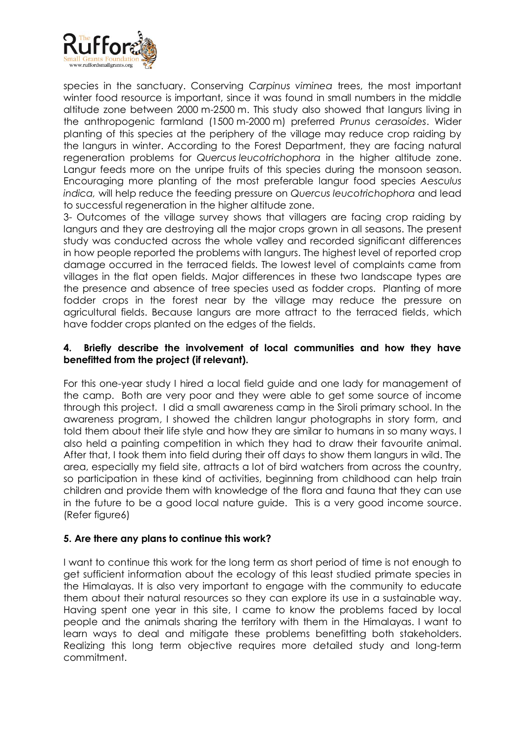species in the sanctuary. Conserving *Carpinus viminea* trees, the most important winter food resource is important, since it was found in small numbers in the middle altitude zone between 2000 m-2500 m. This study also showed that langurs living in the anthropogenic farmland (1500 m-2000 m) preferred *Prunus cerasoides*. Wider planting of this species at the periphery of the village may reduce crop raiding by the langurs in winter. According to the Forest Department, they are facing natural regeneration problems for *Quercus leucotrichophora* in the higher altitude zone. Langur feeds more on the unripe fruits of this species during the monsoon season. Encouraging more planting of the most preferable langur food species *Aesculus indica,* will help reduce the feeding pressure on *Quercus leucotrichophora* and lead to successful regeneration in the higher altitude zone.

3- Outcomes of the village survey shows that villagers are facing crop raiding by langurs and they are destroying all the major crops grown in all seasons. The present study was conducted across the whole valley and recorded significant differences in how people reported the problems with langurs. The highest level of reported crop damage occurred in the terraced fields. The lowest level of complaints came from villages in the flat open fields. Major differences in these two landscape types are the presence and absence of tree species used as fodder crops. Planting of more fodder crops in the forest near by the village may reduce the pressure on agricultural fields. Because langurs are more attract to the terraced fields, which have fodder crops planted on the edges of the fields.

**4. Briefly describe the involvement of local communities and how they have benefitted from the project (if relevant).**

For this one-year study I hired a local field guide and one lady for management of the camp. Both are very poor and they were able to get some source of income through this project. I did a small awareness camp in the Siroli primary school. In the awareness program, I showed the children langur photographs in story form, and told them about their life style and how they are similar to humans in so many ways. I also held a painting competition in which they had to draw their favourite animal. After that, I took them into field during their off days to show them langurs in wild. The area, especially my field site, attracts a lot of bird watchers from across the country, so participation in these kind of activities, beginning from childhood can help train children and provide them with knowledge of the flora and fauna that they can use in the future to be a good local nature guide. This is a very good income source. (Refer figure6)

**5. Are there any plans to continue this work?**

I want to continue this work for the long term as short period of time is not enough to get sufficient information about the ecology of this least studied primate species in the Himalayas. It is also very important to engage with the community to educate them about their natural resources so they can explore its use in a sustainable way. Having spent one year in this site, I came to know the problems faced by local people and the animals sharing the territory with them in the Himalayas. I want to learn ways to deal and mitigate these problems benefitting both stakeholders. Realizing this long term objective requires more detailed study and long-term commitment.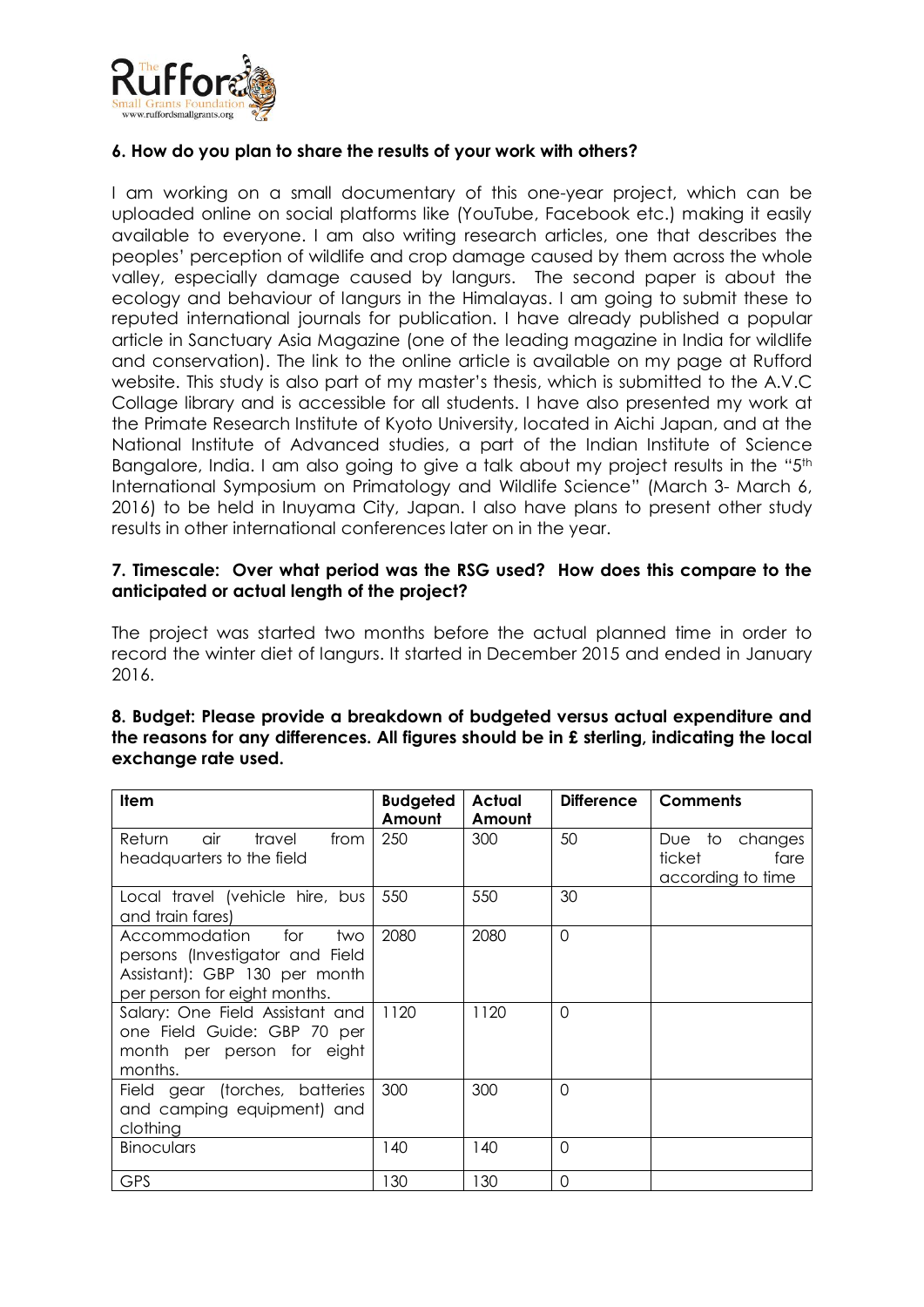**6. How do you plan to share the results of your work with others?**

I am working on a small documentary of this one-year project, which can be uploaded online on social platforms like (YouTube, Facebook etc.) making it easily available to everyone. I am also writing research articles, one that describes the peoples' perception of wildlife and crop damage caused by them across the whole valley, especially damage caused by langurs. The second paper is about the ecology and behaviour of langurs in the Himalayas. I am going to submit these to reputed international journals for publication. I have already published a popular article in Sanctuary Asia Magazine (one of the leading magazine in India for wildlife and conservation). The link to the online article is available on my page at Rufford website. This study is also part of my master's thesis, which is submitted to the A.V.C Collage library and is accessible for all students. I have also presented my work at the Primate Research Institute of Kyoto University, located in Aichi Japan, and at the National Institute of Advanced studies, a part of the Indian Institute of Science Bangalore, India. I am also going to give a talk about my project results in the "5th International Symposium on Primatology and Wildlife Science" (March 3- March 6, 2016) to be held in Inuyama City, Japan. I also have plans to present other study results in other international conferences later on in the year.

**7. Timescale: Over what period was the RSG used? How does this compare to the anticipated or actual length of the project?**

The project was started two months before the actual planned time in order to record the winter diet of langurs. It started in December 2015 and ended in January 2016.

**8. Budget: Please provide a breakdown of budgeted versus actual expenditure and the reasons for any differences. All figures should be in £ sterling, indicating the local exchange rate used.**

| Item | Budgeted Amount | Actual Amount | Difference | Comments |
|---|---|---|---|---|
| Return air travel from headquarters to the field | 250 | 300 | 50 | Due to changes ticket fare according to time |
| Local travel (vehicle hire, bus and train fares) | 550 | 550 | 30 | |
| Accommodation for two persons (Investigator and Field Assistant): GBP 130 per month per person for eight months. | 2080 | 2080 | 0 | |
| Salary: One Field Assistant and one Field Guide: GBP 70 per month per person for eight months. | 1120 | 1120 | 0 | |
| Field gear (torches, batteries and camping equipment) and clothing | 300 | 300 | 0 | |
| Binoculars | 140 | 140 | 0 | |
| GPS | 130 | 130 | 0 | |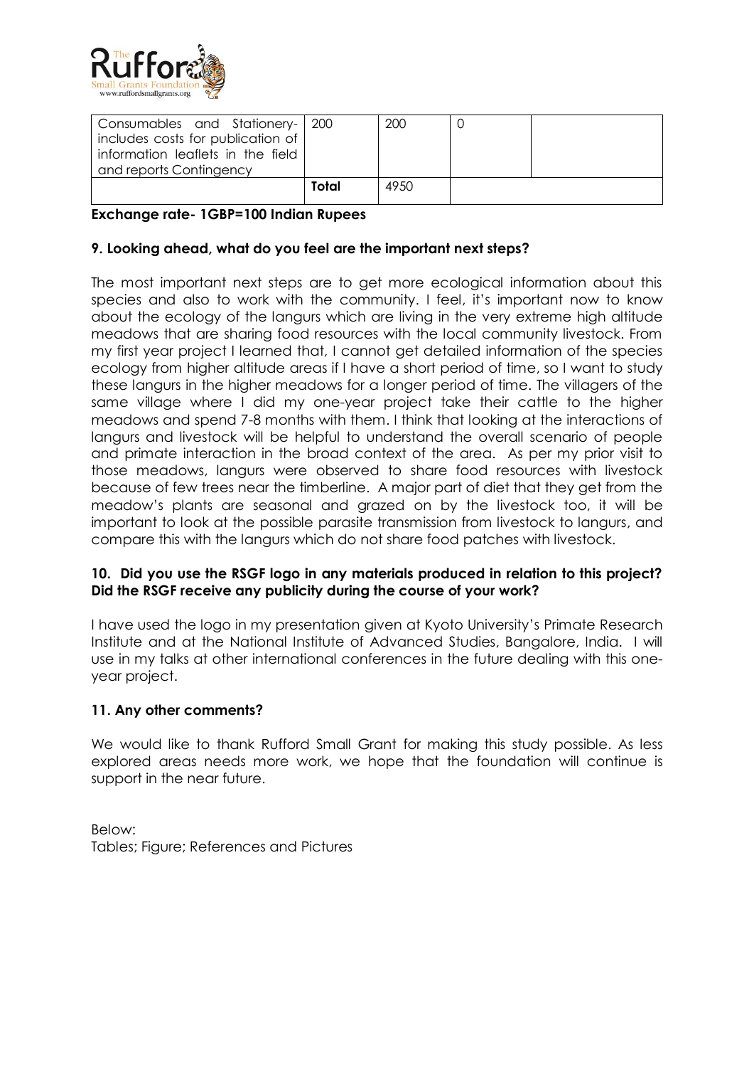| Consumables and Stationery- includes costs for publication of information leaflets in the field and reports Contingency | 200 | 200 | 0 | |
| --- | --- | --- | --- | --- |
| | **Total** | 4950 | | |

**Exchange rate- 1GBP=100 Indian Rupees**

**9. Looking ahead, what do you feel are the important next steps?**

The most important next steps are to get more ecological information about this species and also to work with the community. I feel, it's important now to know about the ecology of the langurs which are living in the very extreme high altitude meadows that are sharing food resources with the local community livestock. From my first year project I learned that, I cannot get detailed information of the species ecology from higher altitude areas if I have a short period of time, so I want to study these langurs in the higher meadows for a longer period of time. The villagers of the same village where I did my one-year project take their cattle to the higher meadows and spend 7-8 months with them. I think that looking at the interactions of langurs and livestock will be helpful to understand the overall scenario of people and primate interaction in the broad context of the area. As per my prior visit to those meadows, langurs were observed to share food resources with livestock because of few trees near the timberline. A major part of diet that they get from the meadow's plants are seasonal and grazed on by the livestock too, it will be important to look at the possible parasite transmission from livestock to langurs, and compare this with the langurs which do not share food patches with livestock.

**10. Did you use the RSGF logo in any materials produced in relation to this project? Did the RSGF receive any publicity during the course of your work?**

I have used the logo in my presentation given at Kyoto University's Primate Research Institute and at the National Institute of Advanced Studies, Bangalore, India. I will use in my talks at other international conferences in the future dealing with this one-year project.

**11. Any other comments?**

We would like to thank Rufford Small Grant for making this study possible. As less explored areas needs more work, we hope that the foundation will continue is support in the near future.

Below:
Tables; Figure; References and Pictures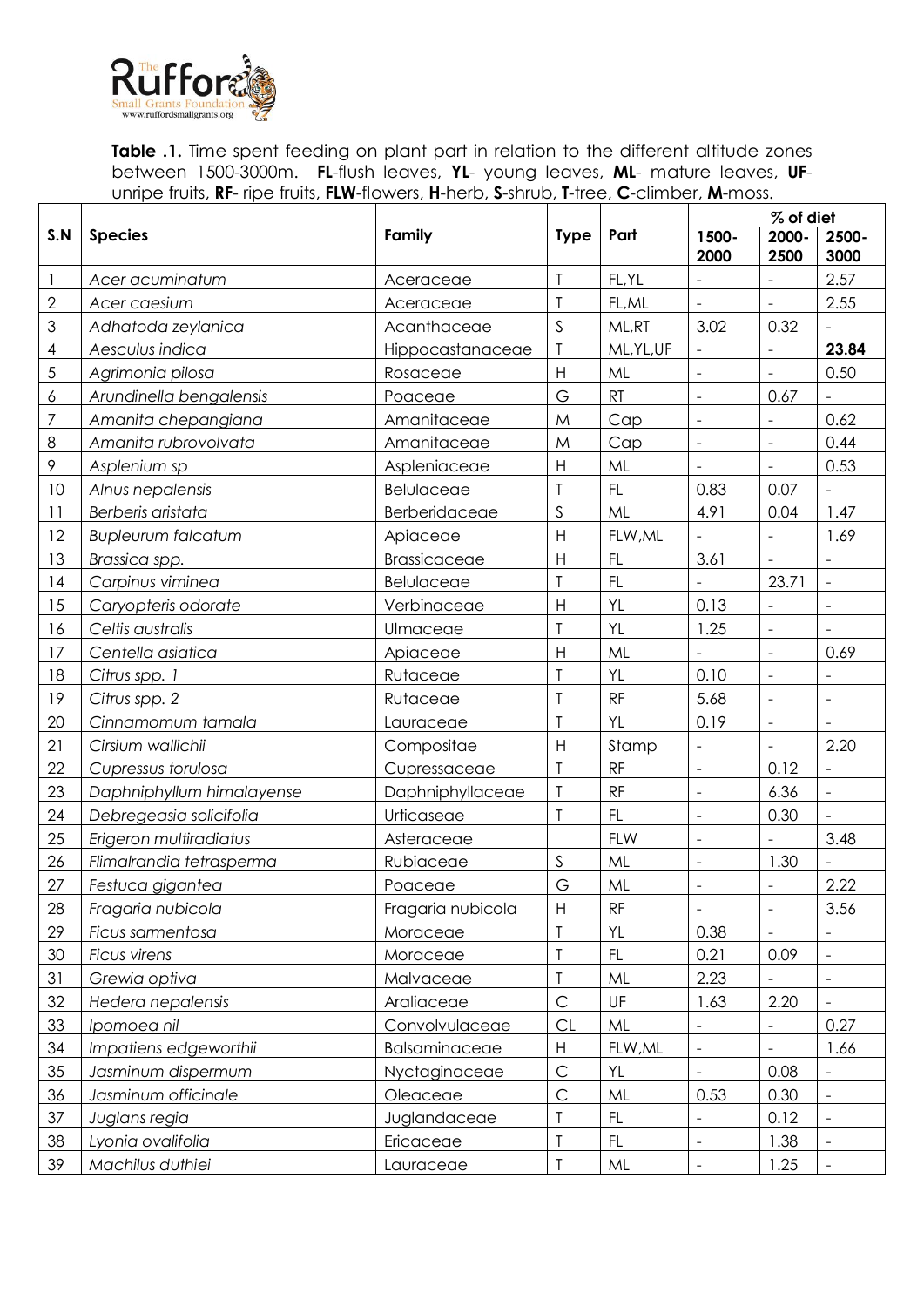**Table .1.** Time spent feeding on plant part in relation to the different altitude zones between 1500-3000m. **FL**-flush leaves, **YL**- young leaves, **ML**- mature leaves, **UF**-unripe fruits, **RF**- ripe fruits, **FLW**-flowers, **H**-herb, **S**-shrub, **T**-tree, **C**-climber, **M**-moss.

| S.N | Species | Family | Type | Part | % of diet | | |
|---|---|---|---|---|---|---|---|
| | | | | | 1500-2000 | 2000-2500 | 2500-3000 |
| 1 | *Acer acuminatum* | Aceraceae | T | FL,YL | - | - | 2.57 |
| 2 | *Acer caesium* | Aceraceae | T | FL,ML | - | - | 2.55 |
| 3 | *Adhatoda zeylanica* | Acanthaceae | S | ML,RT | 3.02 | 0.32 | - |
| 4 | *Aesculus indica* | Hippocastanaceae | T | ML,YL,UF | - | - | **23.84** |
| 5 | *Agrimonia pilosa* | Rosaceae | H | ML | - | - | 0.50 |
| 6 | *Arundinella bengalensis* | Poaceae | G | RT | - | 0.67 | - |
| 7 | *Amanita chepangiana* | Amanitaceae | M | Cap | - | - | 0.62 |
| 8 | *Amanita rubrovolvata* | Amanitaceae | M | Cap | - | - | 0.44 |
| 9 | *Asplenium sp* | Aspleniaceae | H | ML | - | - | 0.53 |
| 10 | *Alnus nepalensis* | Belulaceae | T | FL | 0.83 | 0.07 | - |
| 11 | *Berberis aristata* | Berberidaceae | S | ML | 4.91 | 0.04 | 1.47 |
| 12 | *Bupleurum falcatum* | Apiaceae | H | FLW,ML | - | - | 1.69 |
| 13 | *Brassica spp.* | Brassicaceae | H | FL | 3.61 | - | - |
| 14 | *Carpinus viminea* | Belulaceae | T | FL | - | 23.71 | - |
| 15 | *Caryopteris odorate* | Verbinaceae | H | YL | 0.13 | - | - |
| 16 | *Celtis australis* | Ulmaceae | T | YL | 1.25 | - | - |
| 17 | *Centella asiatica* | Apiaceae | H | ML | - | - | 0.69 |
| 18 | *Citrus spp. 1* | Rutaceae | T | YL | 0.10 | - | - |
| 19 | *Citrus spp. 2* | Rutaceae | T | RF | 5.68 | - | - |
| 20 | *Cinnamomum tamala* | Lauraceae | T | YL | 0.19 | - | - |
| 21 | *Cirsium wallichii* | Compositae | H | Stamp | - | - | 2.20 |
| 22 | *Cupressus torulosa* | Cupressaceae | T | RF | - | 0.12 | - |
| 23 | *Daphniphyllum himalayense* | Daphniphyllaceae | T | RF | - | 6.36 | - |
| 24 | *Debregeasia solicifolia* | Urticaseae | T | FL | - | 0.30 | - |
| 25 | *Erigeron multiradiatus* | Asteraceae | | FLW | - | - | 3.48 |
| 26 | *Flimalrandia tetrasperma* | Rubiaceae | S | ML | - | 1.30 | - |
| 27 | *Festuca gigantea* | Poaceae | G | ML | - | - | 2.22 |
| 28 | *Fragaria nubicola* | Fragaria nubicola | H | RF | - | - | 3.56 |
| 29 | *Ficus sarmentosa* | Moraceae | T | YL | 0.38 | - | - |
| 30 | *Ficus virens* | Moraceae | T | FL | 0.21 | 0.09 | - |
| 31 | *Grewia optiva* | Malvaceae | T | ML | 2.23 | - | - |
| 32 | *Hedera nepalensis* | Araliaceae | C | UF | 1.63 | 2.20 | - |
| 33 | *Ipomoea nil* | Convolvulaceae | CL | ML | - | - | 0.27 |
| 34 | *Impatiens edgeworthii* | Balsaminaceae | H | FLW,ML | - | - | 1.66 |
| 35 | *Jasminum dispermum* | Nyctaginaceae | C | YL | - | 0.08 | - |
| 36 | *Jasminum officinale* | Oleaceae | C | ML | 0.53 | 0.30 | - |
| 37 | *Juglans regia* | Juglandaceae | T | FL | - | 0.12 | - |
| 38 | *Lyonia ovalifolia* | Ericaceae | T | FL | - | 1.38 | - |
| 39 | *Machilus duthiei* | Lauraceae | T | ML | - | 1.25 | - |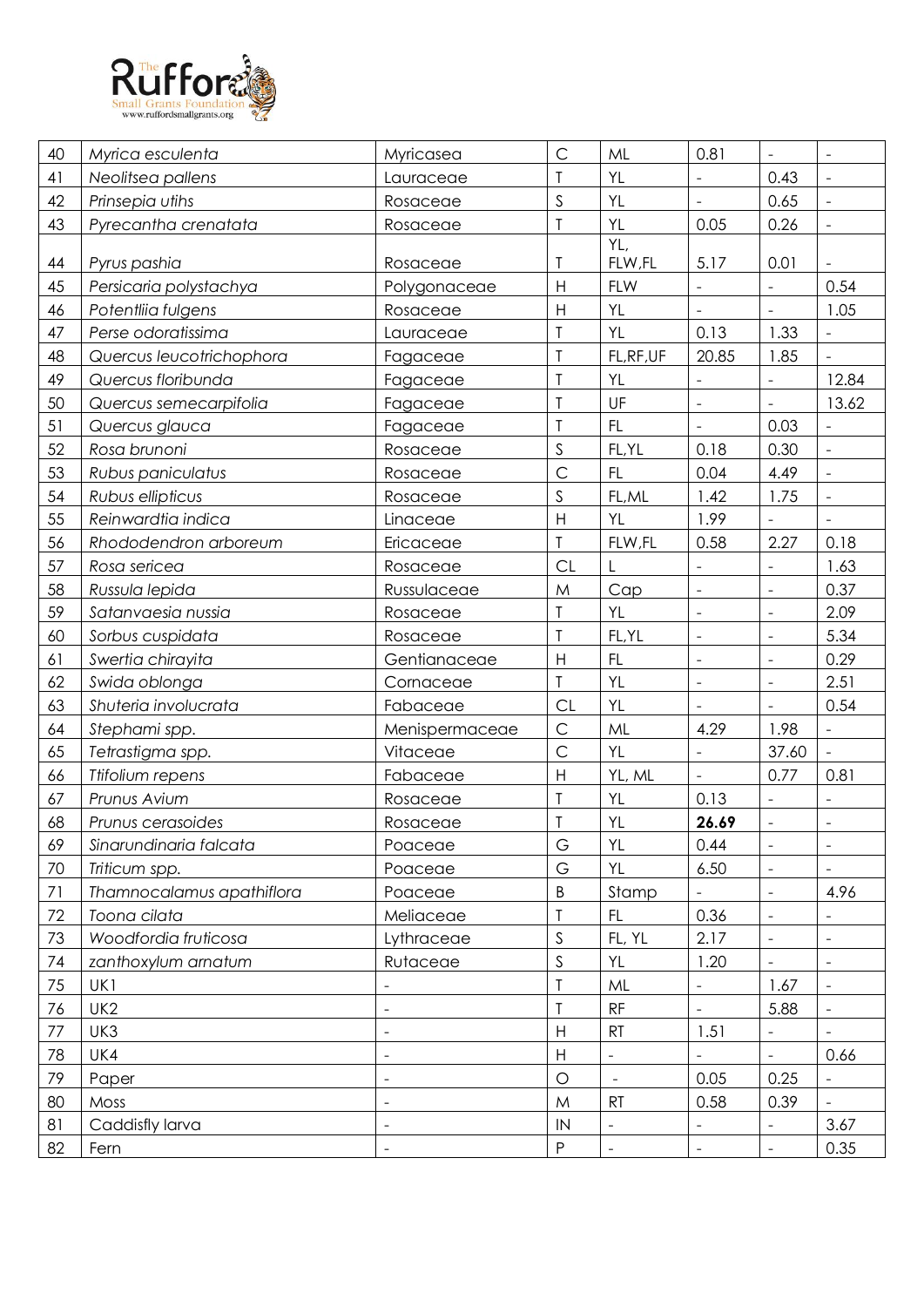| 40 | *Myrica esculenta* | Myricasea | C | ML | 0.81 | - | - |
|---|---|---|---|---|---|---|---|
| 41 | *Neolitsea pallens* | Lauraceae | T | YL | - | 0.43 | - |
| 42 | *Prinsepia utihs* | Rosaceae | S | YL | - | 0.65 | - |
| 43 | *Pyrecantha crenatata* | Rosaceae | T | YL | 0.05 | 0.26 | - |
| 44 | *Pyrus pashia* | Rosaceae | T | YL, FLW,FL | 5.17 | 0.01 | - |
| 45 | *Persicaria polystachya* | Polygonaceae | H | FLW | - | - | 0.54 |
| 46 | *Potentliia fulgens* | Rosaceae | H | YL | - | - | 1.05 |
| 47 | *Perse odoratissima* | Lauraceae | T | YL | 0.13 | 1.33 | - |
| 48 | *Quercus leucotrichophora* | Fagaceae | T | FL,RF,UF | 20.85 | 1.85 | - |
| 49 | *Quercus floribunda* | Fagaceae | T | YL | - | - | 12.84 |
| 50 | *Quercus semecarpifolia* | Fagaceae | T | UF | - | - | 13.62 |
| 51 | *Quercus glauca* | Fagaceae | T | FL | - | 0.03 | - |
| 52 | *Rosa brunoni* | Rosaceae | S | FL,YL | 0.18 | 0.30 | - |
| 53 | *Rubus paniculatus* | Rosaceae | C | FL | 0.04 | 4.49 | - |
| 54 | *Rubus ellipticus* | Rosaceae | S | FL,ML | 1.42 | 1.75 | - |
| 55 | *Reinwardtia indica* | Linaceae | H | YL | 1.99 | - | - |
| 56 | *Rhododendron arboreum* | Ericaceae | T | FLW,FL | 0.58 | 2.27 | 0.18 |
| 57 | *Rosa sericea* | Rosaceae | CL | L | - | - | 1.63 |
| 58 | *Russula lepida* | Russulaceae | M | Cap | - | - | 0.37 |
| 59 | *Satanvaesia nussia* | Rosaceae | T | YL | - | - | 2.09 |
| 60 | *Sorbus cuspidata* | Rosaceae | T | FL,YL | - | - | 5.34 |
| 61 | *Swertia chirayita* | Gentianaceae | H | FL | - | - | 0.29 |
| 62 | *Swida oblonga* | Cornaceae | T | YL | - | - | 2.51 |
| 63 | *Shuteria involucrata* | Fabaceae | CL | YL | - | - | 0.54 |
| 64 | *Stephami spp.* | Menispermaceae | C | ML | 4.29 | 1.98 | - |
| 65 | *Tetrastigma spp.* | Vitaceae | C | YL | - | 37.60 | - |
| 66 | *Ttifolium repens* | Fabaceae | H | YL, ML | - | 0.77 | 0.81 |
| 67 | *Prunus Avium* | Rosaceae | T | YL | 0.13 | - | - |
| 68 | *Prunus cerasoides* | Rosaceae | T | YL | **26.69** | - | - |
| 69 | *Sinarundinaria falcata* | Poaceae | G | YL | 0.44 | - | - |
| 70 | *Triticum spp.* | Poaceae | G | YL | 6.50 | - | - |
| 71 | *Thamnocalamus apathiflora* | Poaceae | B | Stamp | - | - | 4.96 |
| 72 | *Toona cilata* | Meliaceae | T | FL | 0.36 | - | - |
| 73 | *Woodfordia fruticosa* | Lythraceae | S | FL, YL | 2.17 | - | - |
| 74 | *zanthoxylum arnatum* | Rutaceae | S | YL | 1.20 | - | - |
| 75 | UK1 | - | T | ML | - | 1.67 | - |
| 76 | UK2 | - | T | RF | - | 5.88 | - |
| 77 | UK3 | - | H | RT | 1.51 | - | - |
| 78 | UK4 | - | H | - | - | - | 0.66 |
| 79 | Paper | - | O | - | 0.05 | 0.25 | - |
| 80 | Moss | - | M | RT | 0.58 | 0.39 | - |
| 81 | Caddisfly larva | - | IN | - | - | - | 3.67 |
| 82 | Fern | - | P | - | - | - | 0.35 |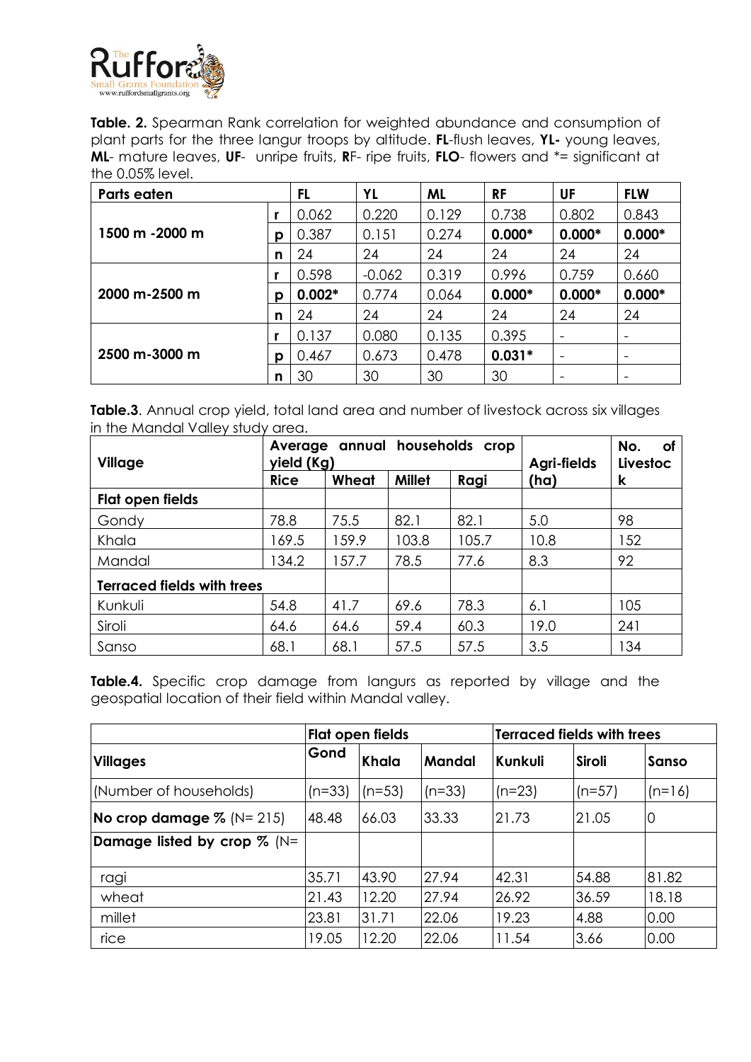**Table. 2.** Spearman Rank correlation for weighted abundance and consumption of plant parts for the three langur troops by altitude. **FL**-flush leaves, **YL-** young leaves, **ML**- mature leaves, **UF**- unripe fruits, **R**F- ripe fruits, **FLO**- flowers and *= significant at the 0.05% level.

| Parts eaten | | FL | YL | ML | RF | UF | FLW |
|---|---|---|---|---|---|---|---|
| 1500 m -2000 m | r | 0.062 | 0.220 | 0.129 | 0.738 | 0.802 | 0.843 |
| | p | 0.387 | 0.151 | 0.274 | **0.000*** | **0.000*** | **0.000*** |
| | n | 24 | 24 | 24 | 24 | 24 | 24 |
| 2000 m-2500 m | r | 0.598 | -0.062 | 0.319 | 0.996 | 0.759 | 0.660 |
| | p | **0.002*** | 0.774 | 0.064 | **0.000*** | **0.000*** | **0.000*** |
| | n | 24 | 24 | 24 | 24 | 24 | 24 |
| 2500 m-3000 m | r | 0.137 | 0.080 | 0.135 | 0.395 | - | - |
| | p | 0.467 | 0.673 | 0.478 | **0.031*** | - | - |
| | n | 30 | 30 | 30 | 30 | - | - |

**Table.3**. Annual crop yield, total land area and number of livestock across six villages in the Mandal Valley study area.

| Village | Average annual households crop yield (Kg) | | | | Agri-fields (ha) | No. of Livestock |
|---|---|---|---|---|---|---|
| | **Rice** | **Wheat** | **Millet** | **Ragi** | | |
| **Flat open fields** | | | | | | |
| Gondy | 78.8 | 75.5 | 82.1 | 82.1 | 5.0 | 98 |
| Khala | 169.5 | 159.9 | 103.8 | 105.7 | 10.8 | 152 |
| Mandal | 134.2 | 157.7 | 78.5 | 77.6 | 8.3 | 92 |
| **Terraced fields with trees** | | | | | | |
| Kunkuli | 54.8 | 41.7 | 69.6 | 78.3 | 6.1 | 105 |
| Siroli | 64.6 | 64.6 | 59.4 | 60.3 | 19.0 | 241 |
| Sanso | 68.1 | 68.1 | 57.5 | 57.5 | 3.5 | 134 |

**Table.4.** Specific crop damage from langurs as reported by village and the geospatial location of their field within Mandal valley.

| | **Flat open fields** | | | **Terraced fields with trees** | | |
|---|---|---|---|---|---|---|
| **Villages** | **Gond** | **Khala** | **Mandal** | **Kunkuli** | **Siroli** | **Sanso** |
| (Number of households) | (n=33) | (n=53) | (n=33) | (n=23) | (n=57) | (n=16) |
| **No crop damage %** (N= 215) | 48.48 | 66.03 | 33.33 | 21.73 | 21.05 | 0 |
| **Damage listed by crop %** (N= | | | | | | |
| ragi | 35.71 | 43.90 | 27.94 | 42.31 | 54.88 | 81.82 |
| wheat | 21.43 | 12.20 | 27.94 | 26.92 | 36.59 | 18.18 |
| millet | 23.81 | 31.71 | 22.06 | 19.23 | 4.88 | 0.00 |
| rice | 19.05 | 12.20 | 22.06 | 11.54 | 3.66 | 0.00 |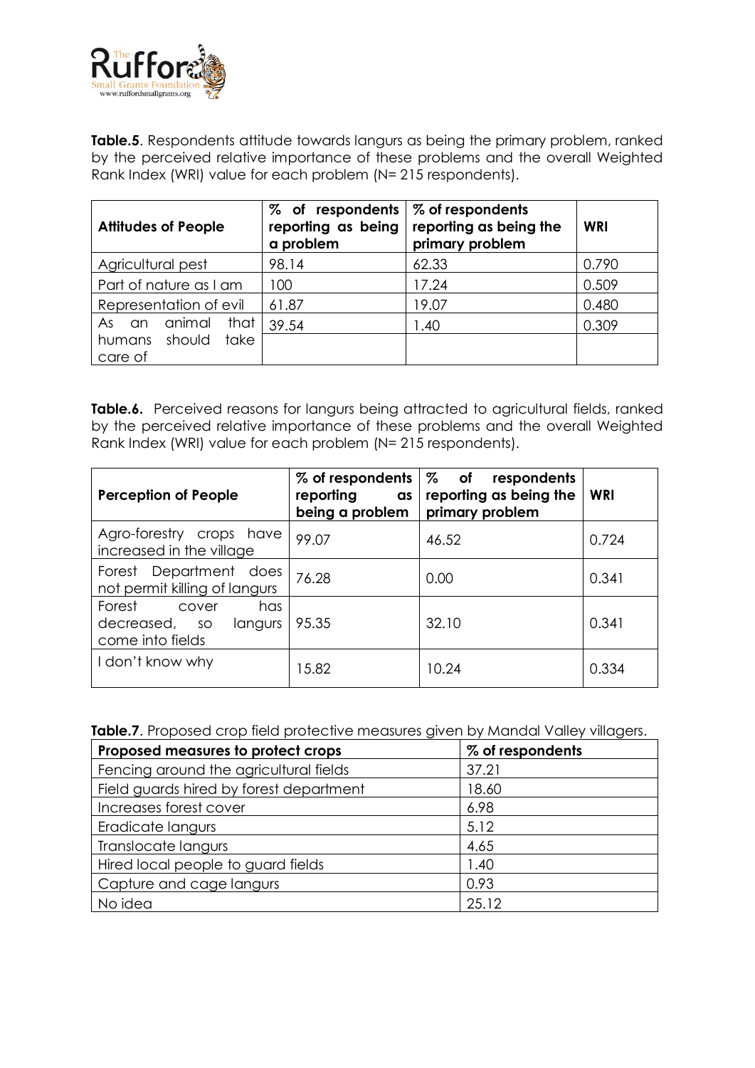**Table.5**. Respondents attitude towards langurs as being the primary problem, ranked by the perceived relative importance of these problems and the overall Weighted Rank Index (WRI) value for each problem (N= 215 respondents).

| Attitudes of People | % of respondents reporting as being a problem | % of respondents reporting as being the primary problem | WRI |
|---|---|---|---|
| Agricultural pest | 98.14 | 62.33 | 0.790 |
| Part of nature as I am | 100 | 17.24 | 0.509 |
| Representation of evil | 61.87 | 19.07 | 0.480 |
| As an animal that humans should take care of | 39.54 | 1.40 | 0.309 |

**Table.6.** Perceived reasons for langurs being attracted to agricultural fields, ranked by the perceived relative importance of these problems and the overall Weighted Rank Index (WRI) value for each problem (N= 215 respondents).

| Perception of People | % of respondents reporting as being a problem | % of respondents reporting as being the primary problem | WRI |
|---|---|---|---|
| Agro-forestry crops have increased in the village | 99.07 | 46.52 | 0.724 |
| Forest Department does not permit killing of langurs | 76.28 | 0.00 | 0.341 |
| Forest cover has decreased, so langurs come into fields | 95.35 | 32.10 | 0.341 |
| I don't know why | 15.82 | 10.24 | 0.334 |

**Table.7**. Proposed crop field protective measures given by Mandal Valley villagers.

| Proposed measures to protect crops | % of respondents |
|---|---|
| Fencing around the agricultural fields | 37.21 |
| Field guards hired by forest department | 18.60 |
| Increases forest cover | 6.98 |
| Eradicate langurs | 5.12 |
| Translocate langurs | 4.65 |
| Hired local people to guard fields | 1.40 |
| Capture and cage langurs | 0.93 |
| No idea | 25.12 |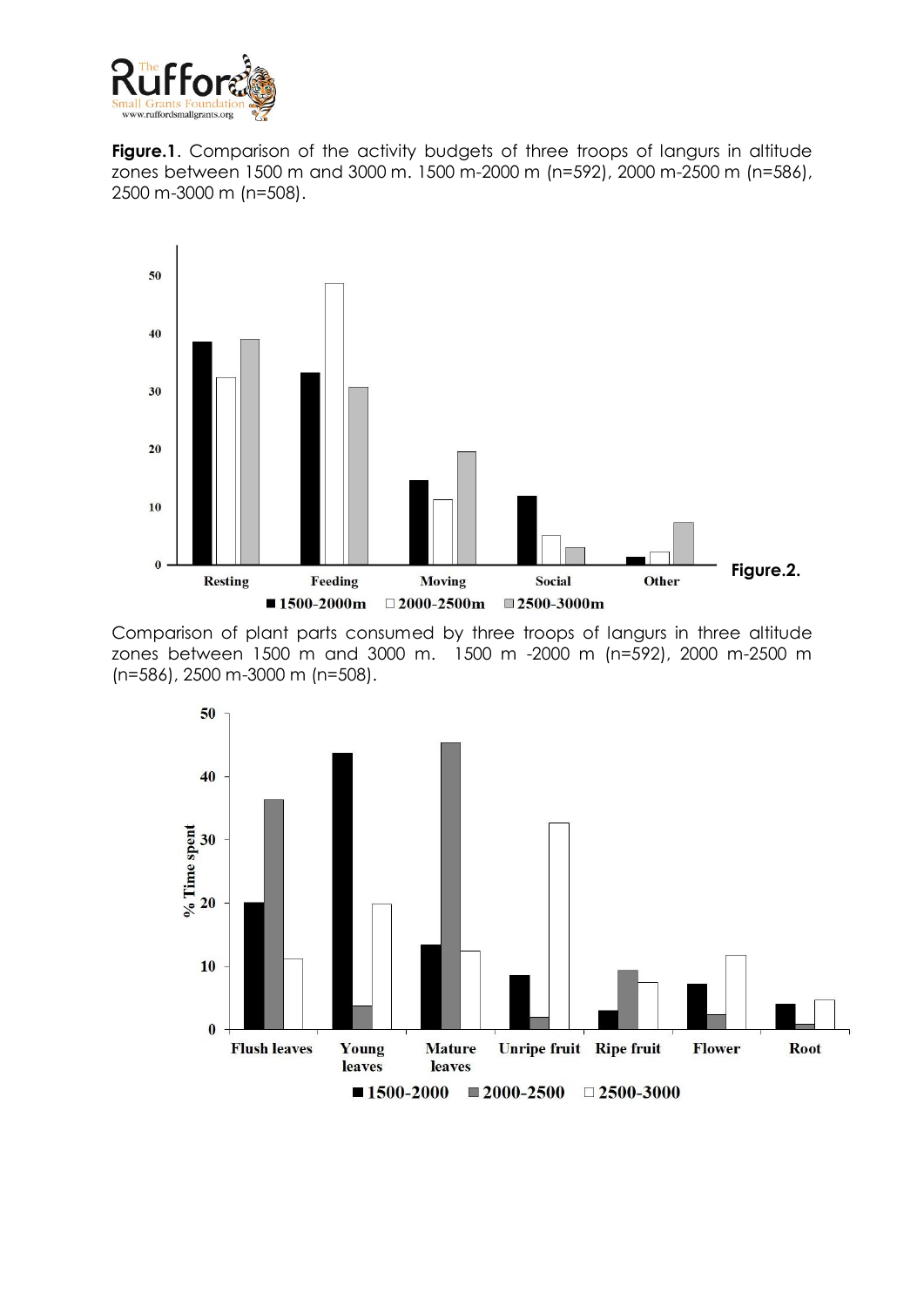**Figure.1**. Comparison of the activity budgets of three troops of langurs in altitude zones between 1500 m and 3000 m. 1500 m-2000 m (n=592), 2000 m-2500 m (n=586), 2500 m-3000 m (n=508).

**Figure.2.**

Comparison of plant parts consumed by three troops of langurs in three altitude zones between 1500 m and 3000 m. 1500 m -2000 m (n=592), 2000 m-2500 m (n=586), 2500 m-3000 m (n=508).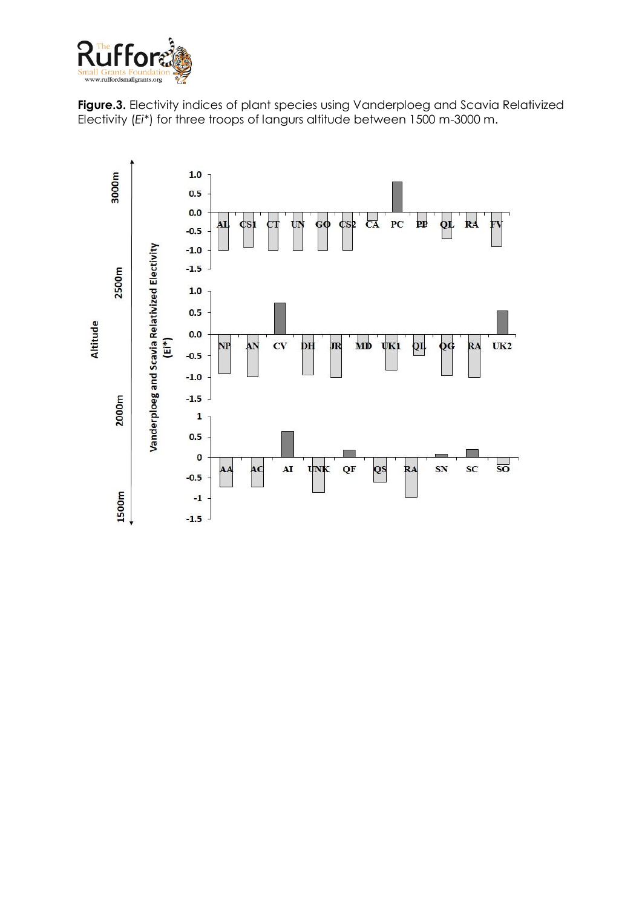**Figure.3.** Electivity indices of plant species using Vanderploeg and Scavia Relativized Electivity (*Ei*\*) for three troops of langurs altitude between 1500 m-3000 m.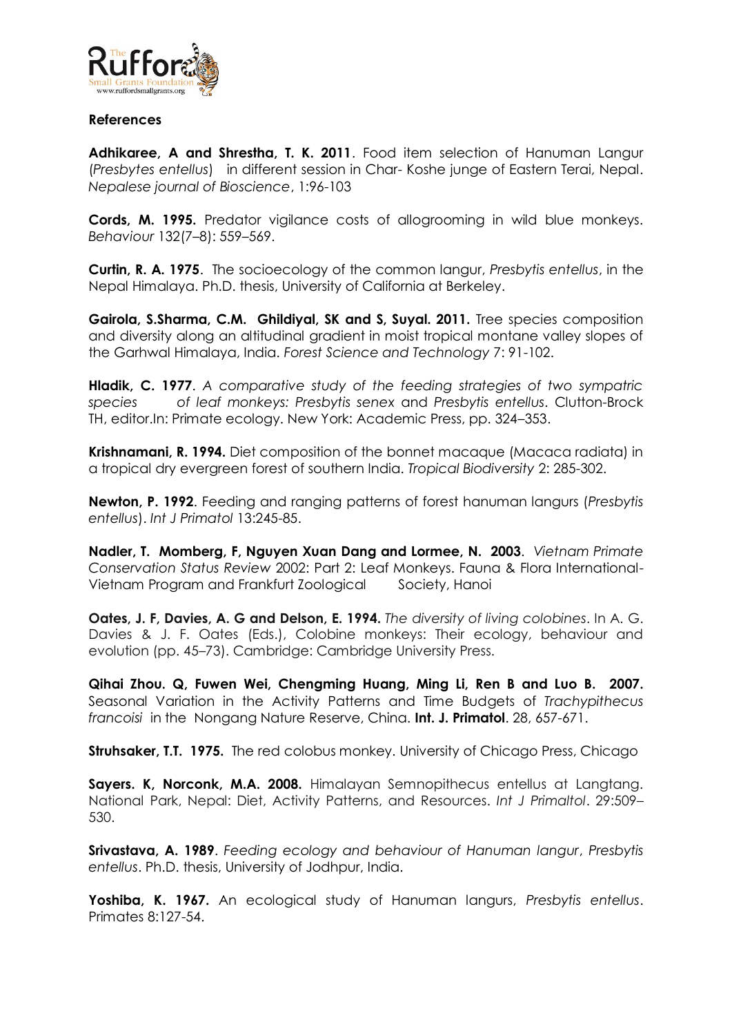## References

**Adhikaree, A and Shrestha, T. K. 2011**. Food item selection of Hanuman Langur (*Presbytes entellus*) in different session in Char- Koshe junge of Eastern Terai, Nepal. *Nepalese journal of Bioscience*, 1:96-103

**Cords, M. 1995.** Predator vigilance costs of allogrooming in wild blue monkeys. *Behaviour* 132(7–8): 559–569.

**Curtin, R. A. 1975**. The socioecology of the common langur, *Presbytis entellus*, in the Nepal Himalaya. Ph.D. thesis, University of California at Berkeley.

**Gairola, S.Sharma, C.M. Ghildiyal, SK and S, Suyal. 2011.** Tree species composition and diversity along an altitudinal gradient in moist tropical montane valley slopes of the Garhwal Himalaya, India. *Forest Science and Technology* 7: 91-102.

**Hladik, C. 1977**. *A comparative study of the feeding strategies of two sympatric species of leaf monkeys: Presbytis senex* and *Presbytis entellus*. Clutton-Brock TH, editor.In: Primate ecology. New York: Academic Press, pp. 324–353.

**Krishnamani, R. 1994.** Diet composition of the bonnet macaque (Macaca radiata) in a tropical dry evergreen forest of southern India. *Tropical Biodiversity* 2: 285-302.

**Newton, P. 1992**. Feeding and ranging patterns of forest hanuman langurs (*Presbytis entellus*). *Int J Primatol* 13:245-85.

**Nadler, T. Momberg, F, Nguyen Xuan Dang and Lormee, N. 2003**. *Vietnam Primate Conservation Status Review* 2002: Part 2: Leaf Monkeys. Fauna & Flora International-Vietnam Program and Frankfurt Zoological Society, Hanoi

**Oates, J. F, Davies, A. G and Delson, E. 1994.** *The diversity of living colobines*. In A. G. Davies & J. F. Oates (Eds.), Colobine monkeys: Their ecology, behaviour and evolution (pp. 45–73). Cambridge: Cambridge University Press.

**Qihai Zhou. Q, Fuwen Wei, Chengming Huang, Ming Li, Ren B and Luo B. 2007.** Seasonal Variation in the Activity Patterns and Time Budgets of *Trachypithecus francoisi* in the Nongang Nature Reserve, China. **Int. J. Primatol**. 28, 657-671.

**Struhsaker, T.T. 1975.** The red colobus monkey. University of Chicago Press, Chicago

**Sayers. K, Norconk, M.A. 2008.** Himalayan Semnopithecus entellus at Langtang. National Park, Nepal: Diet, Activity Patterns, and Resources. *Int J Primaltol*. 29:509–530.

**Srivastava, A. 1989**. *Feeding ecology and behaviour of Hanuman langur*, *Presbytis entellus*. Ph.D. thesis, University of Jodhpur, India.

**Yoshiba, K. 1967.** An ecological study of Hanuman langurs, *Presbytis entellus*. Primates 8:127-54.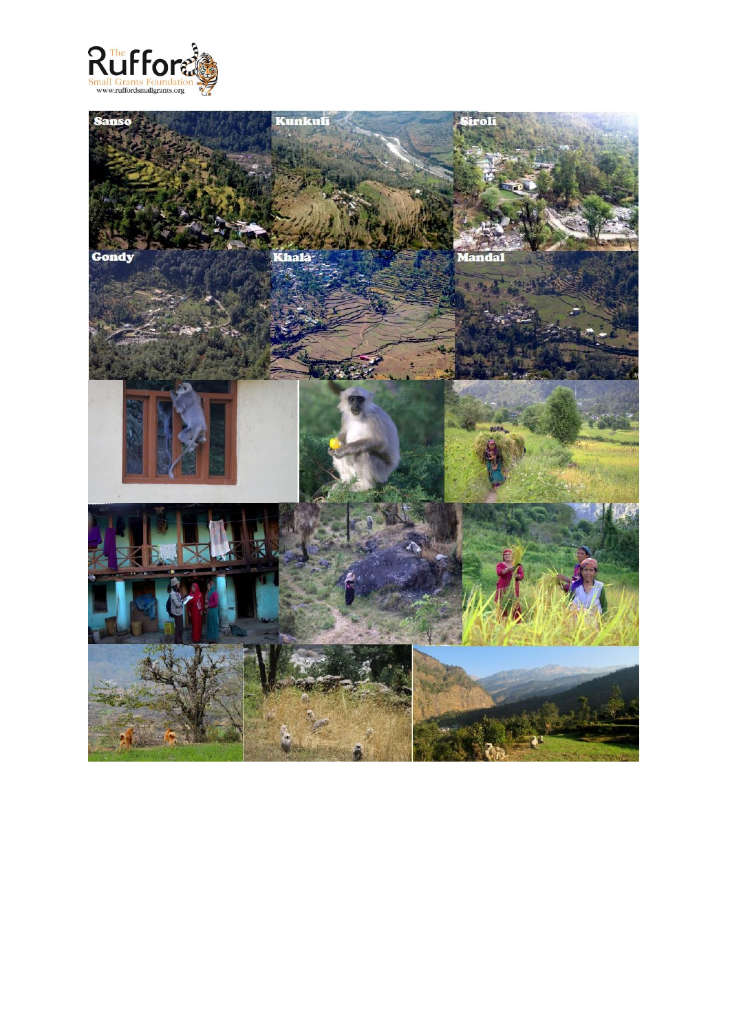Sanso

Kunkuli

Siroli

Gondy

Khala

Mandal